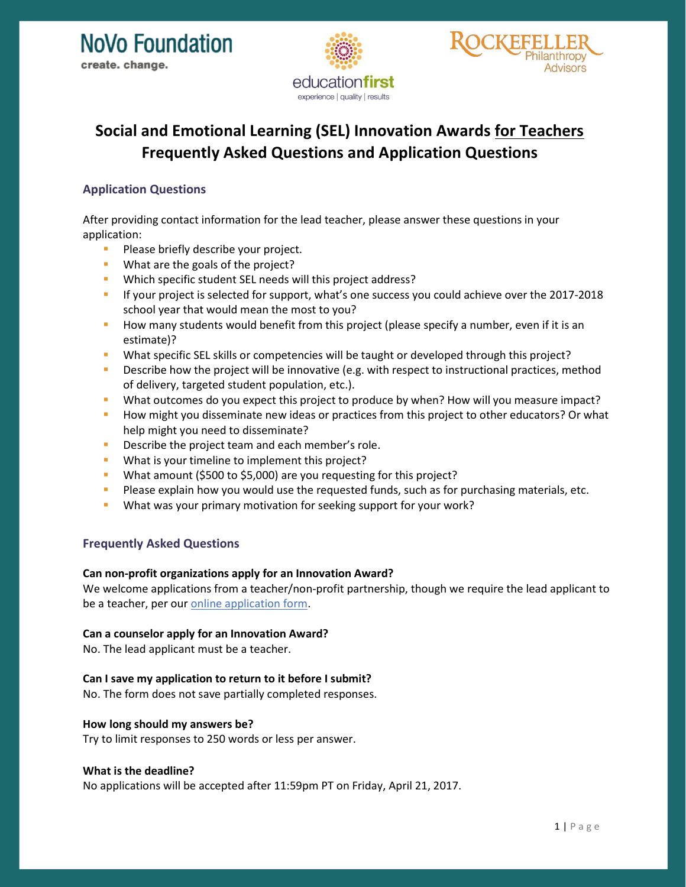NoVo Foundation
create. change.

educationfirst
experience | quality | results

Rockefeller Philanthropy Advisors

# Social and Emotional Learning (SEL) Innovation Awards for Teachers Frequently Asked Questions and Application Questions

## Application Questions

After providing contact information for the lead teacher, please answer these questions in your application:

- Please briefly describe your project.
- What are the goals of the project?
- Which specific student SEL needs will this project address?
- If your project is selected for support, what's one success you could achieve over the 2017-2018 school year that would mean the most to you?
- How many students would benefit from this project (please specify a number, even if it is an estimate)?
- What specific SEL skills or competencies will be taught or developed through this project?
- Describe how the project will be innovative (e.g. with respect to instructional practices, method of delivery, targeted student population, etc.).
- What outcomes do you expect this project to produce by when? How will you measure impact?
- How might you disseminate new ideas or practices from this project to other educators? Or what help might you need to disseminate?
- Describe the project team and each member's role.
- What is your timeline to implement this project?
- What amount ($500 to $5,000) are you requesting for this project?
- Please explain how you would use the requested funds, such as for purchasing materials, etc.
- What was your primary motivation for seeking support for your work?

## Frequently Asked Questions

**Can non-profit organizations apply for an Innovation Award?**
We welcome applications from a teacher/non-profit partnership, though we require the lead applicant to be a teacher, per our online application form.

**Can a counselor apply for an Innovation Award?**
No. The lead applicant must be a teacher.

**Can I save my application to return to it before I submit?**
No. The form does not save partially completed responses.

**How long should my answers be?**
Try to limit responses to 250 words or less per answer.

**What is the deadline?**
No applications will be accepted after 11:59pm PT on Friday, April 21, 2017.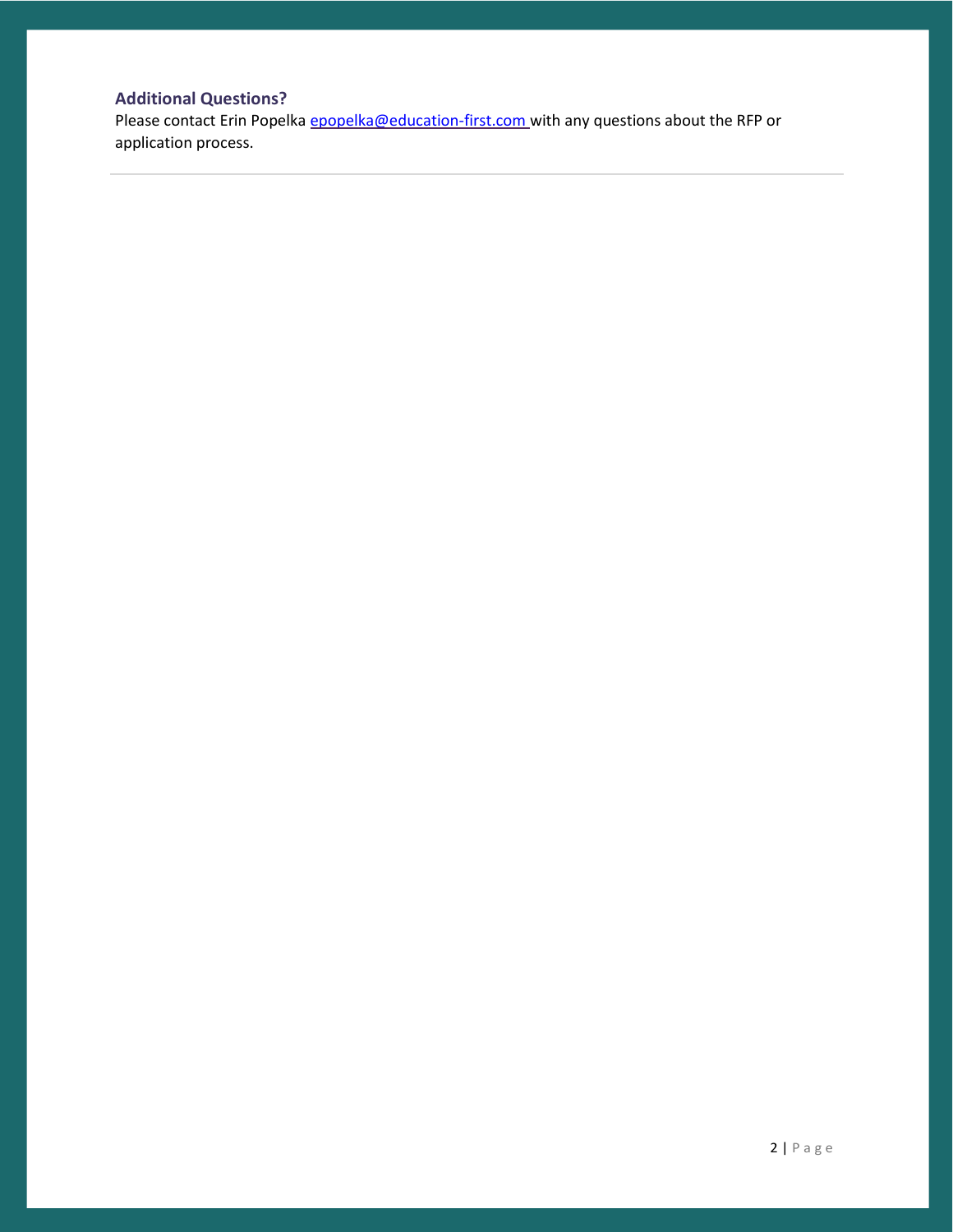### Additional Questions?

Please contact Erin Popelka epopelka@education-first.com with any questions about the RFP or application process.

---